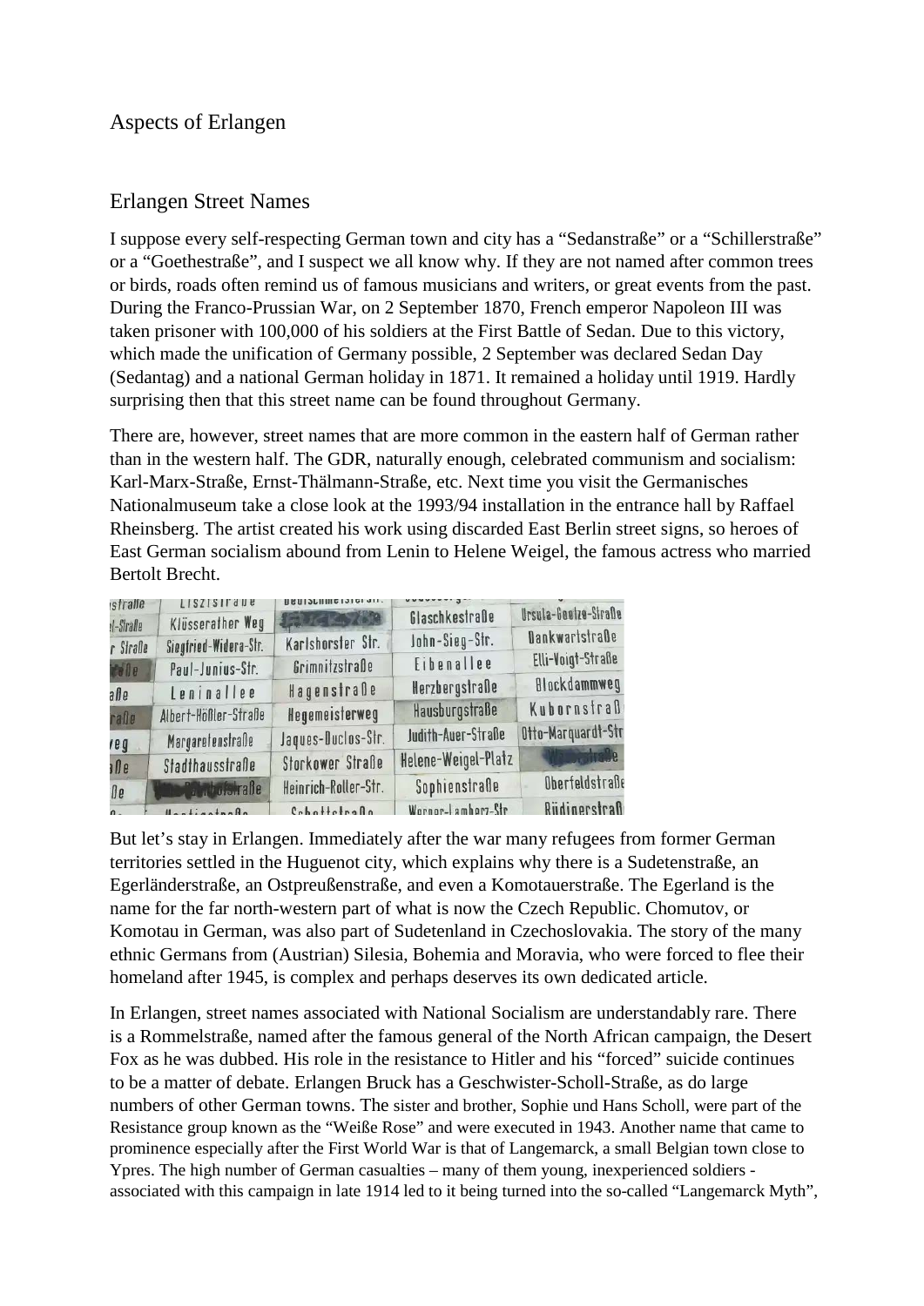# Aspects of Erlangen

## Erlangen Street Names

I suppose every self-respecting German town and city has a "Sedanstraße" or a "Schillerstraße" or a "Goethestraße", and I suspect we all know why. If they are not named after common trees or birds, roads often remind us of famous musicians and writers, or great events from the past. During the Franco-Prussian War, on 2 September 1870, French emperor Napoleon III was taken prisoner with 100,000 of his soldiers at the First Battle of Sedan. Due to this victory, which made the unification of Germany possible, 2 September was declared Sedan Day (Sedantag) and a national German holiday in 1871. It remained a holiday until 1919. Hardly surprising then that this street name can be found throughout Germany.

There are, however, street names that are more common in the eastern half of German rather than in the western half. The GDR, naturally enough, celebrated communism and socialism: Karl-Marx-Straße, Ernst-Thälmann-Straße, etc. Next time you visit the Germanisches Nationalmuseum take a close look at the 1993/94 installation in the entrance hall by Raffael Rheinsberg. The artist created his work using discarded East Berlin street signs, so heroes of East German socialism abound from Lenin to Helene Weigel, the famous actress who married Bertolt Brecht.

But let's stay in Erlangen. Immediately after the war many refugees from former German territories settled in the Huguenot city, which explains why there is a Sudetenstraße, an Egerländerstraße, an Ostpreußenstraße, and even a Komotauerstraße. The Egerland is the name for the far north-western part of what is now the Czech Republic. Chomutov, or Komotau in German, was also part of Sudetenland in Czechoslovakia. The story of the many ethnic Germans from (Austrian) Silesia, Bohemia and Moravia, who were forced to flee their homeland after 1945, is complex and perhaps deserves its own dedicated article.

In Erlangen, street names associated with National Socialism are understandably rare. There is a Rommelstraße, named after the famous general of the North African campaign, the Desert Fox as he was dubbed. His role in the resistance to Hitler and his "forced" suicide continues to be a matter of debate. Erlangen Bruck has a Geschwister-Scholl-Straße, as do large numbers of other German towns. The sister and brother, Sophie und Hans Scholl, were part of the Resistance group known as the "Weiße Rose" and were executed in 1943. Another name that came to prominence especially after the First World War is that of Langemarck, a small Belgian town close to Ypres. The high number of German casualties – many of them young, inexperienced soldiers - associated with this campaign in late 1914 led to it being turned into the so-called "Langemarck Myth",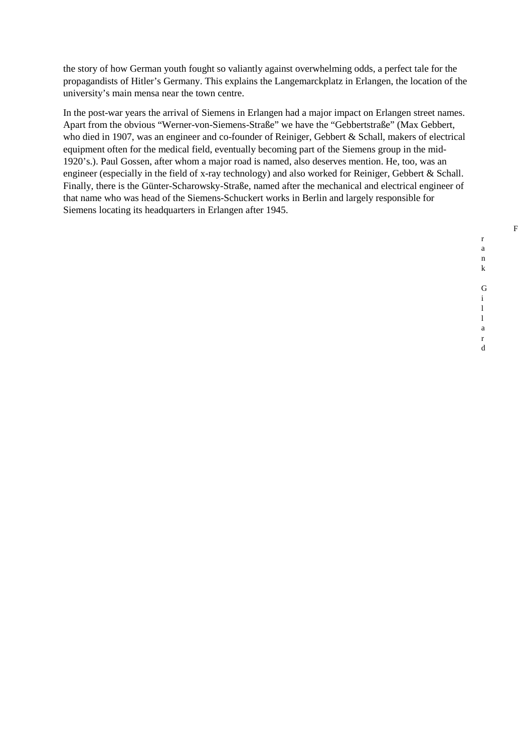the story of how German youth fought so valiantly against overwhelming odds, a perfect tale for the propagandists of Hitler's Germany. This explains the Langemarckplatz in Erlangen, the location of the university's main mensa near the town centre.

In the post-war years the arrival of Siemens in Erlangen had a major impact on Erlangen street names. Apart from the obvious "Werner-von-Siemens-Straße" we have the "Gebbertstraße" (Max Gebbert, who died in 1907, was an engineer and co-founder of Reiniger, Gebbert & Schall, makers of electrical equipment often for the medical field, eventually becoming part of the Siemens group in the mid-1920's.). Paul Gossen, after whom a major road is named, also deserves mention. He, too, was an engineer (especially in the field of x-ray technology) and also worked for Reiniger, Gebbert & Schall. Finally, there is the Günter-Scharowsky-Straße, named after the mechanical and electrical engineer of that name who was head of the Siemens-Schuckert works in Berlin and largely responsible for Siemens locating its headquarters in Erlangen after 1945.

Frank Gillard